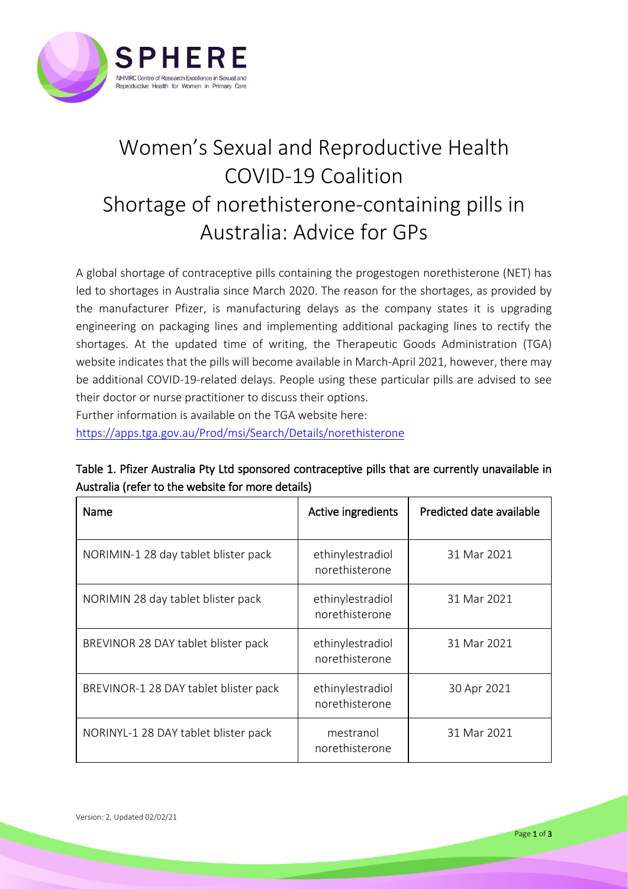# Women's Sexual and Reproductive Health COVID-19 Coalition Shortage of norethisterone-containing pills in Australia: Advice for GPs

A global shortage of contraceptive pills containing the progestogen norethisterone (NET) has led to shortages in Australia since March 2020. The reason for the shortages, as provided by the manufacturer Pfizer, is manufacturing delays as the company states it is upgrading engineering on packaging lines and implementing additional packaging lines to rectify the shortages. At the updated time of writing, the Therapeutic Goods Administration (TGA) website indicates that the pills will become available in March-April 2021, however, there may be additional COVID-19-related delays. People using these particular pills are advised to see their doctor or nurse practitioner to discuss their options.

Further information is available on the TGA website here:
https://apps.tga.gov.au/Prod/msi/Search/Details/norethisterone

**Table 1. Pfizer Australia Pty Ltd sponsored contraceptive pills that are currently unavailable in Australia (refer to the website for more details)**

| Name | Active ingredients | Predicted date available |
|---|---|---|
| NORIMIN-1 28 day tablet blister pack | ethinylestradiol norethisterone | 31 Mar 2021 |
| NORIMIN 28 day tablet blister pack | ethinylestradiol norethisterone | 31 Mar 2021 |
| BREVINOR 28 DAY tablet blister pack | ethinylestradiol norethisterone | 31 Mar 2021 |
| BREVINOR-1 28 DAY tablet blister pack | ethinylestradiol norethisterone | 30 Apr 2021 |
| NORINYL-1 28 DAY tablet blister pack | mestranol norethisterone | 31 Mar 2021 |

Version: 2, Updated 02/02/21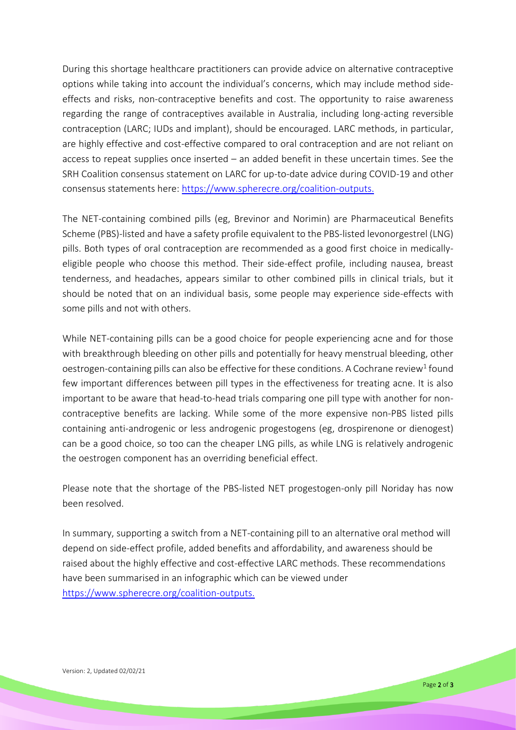During this shortage healthcare practitioners can provide advice on alternative contraceptive options while taking into account the individual's concerns, which may include method side-effects and risks, non-contraceptive benefits and cost. The opportunity to raise awareness regarding the range of contraceptives available in Australia, including long-acting reversible contraception (LARC; IUDs and implant), should be encouraged. LARC methods, in particular, are highly effective and cost-effective compared to oral contraception and are not reliant on access to repeat supplies once inserted – an added benefit in these uncertain times. See the SRH Coalition consensus statement on LARC for up-to-date advice during COVID-19 and other consensus statements here: [https://www.spherecre.org/coalition-outputs.](https://www.spherecre.org/coalition-outputs)

The NET-containing combined pills (eg, Brevinor and Norimin) are Pharmaceutical Benefits Scheme (PBS)-listed and have a safety profile equivalent to the PBS-listed levonorgestrel (LNG) pills. Both types of oral contraception are recommended as a good first choice in medically-eligible people who choose this method. Their side-effect profile, including nausea, breast tenderness, and headaches, appears similar to other combined pills in clinical trials, but it should be noted that on an individual basis, some people may experience side-effects with some pills and not with others.

While NET-containing pills can be a good choice for people experiencing acne and for those with breakthrough bleeding on other pills and potentially for heavy menstrual bleeding, other oestrogen-containing pills can also be effective for these conditions. A Cochrane review[1] found few important differences between pill types in the effectiveness for treating acne. It is also important to be aware that head-to-head trials comparing one pill type with another for non-contraceptive benefits are lacking. While some of the more expensive non-PBS listed pills containing anti-androgenic or less androgenic progestogens (eg, drospirenone or dienogest) can be a good choice, so too can the cheaper LNG pills, as while LNG is relatively androgenic the oestrogen component has an overriding beneficial effect.

Please note that the shortage of the PBS-listed NET progestogen-only pill Noriday has now been resolved.

In summary, supporting a switch from a NET-containing pill to an alternative oral method will depend on side-effect profile, added benefits and affordability, and awareness should be raised about the highly effective and cost-effective LARC methods. These recommendations have been summarised in an infographic which can be viewed under [https://www.spherecre.org/coalition-outputs.](https://www.spherecre.org/coalition-outputs)

Version: 2, Updated 02/02/21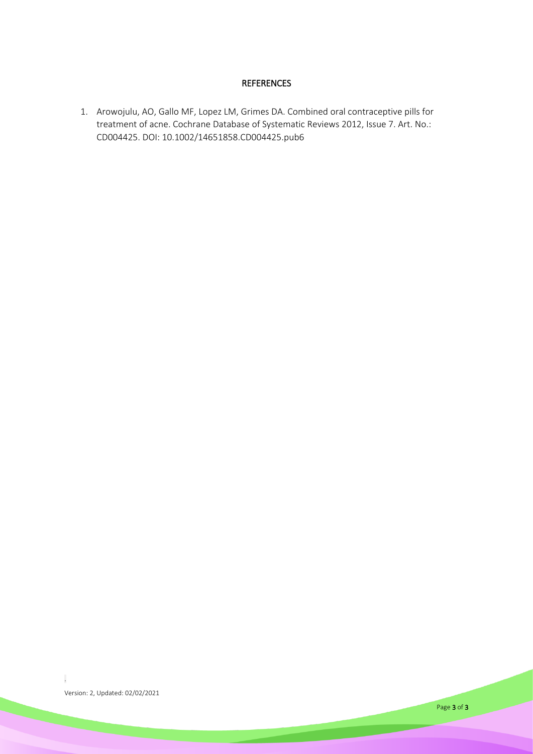## REFERENCES

1. Arowojulu, AO, Gallo MF, Lopez LM, Grimes DA. Combined oral contraceptive pills for treatment of acne. Cochrane Database of Systematic Reviews 2012, Issue 7. Art. No.: CD004425. DOI: 10.1002/14651858.CD004425.pub6

Version: 2, Updated: 02/02/2021